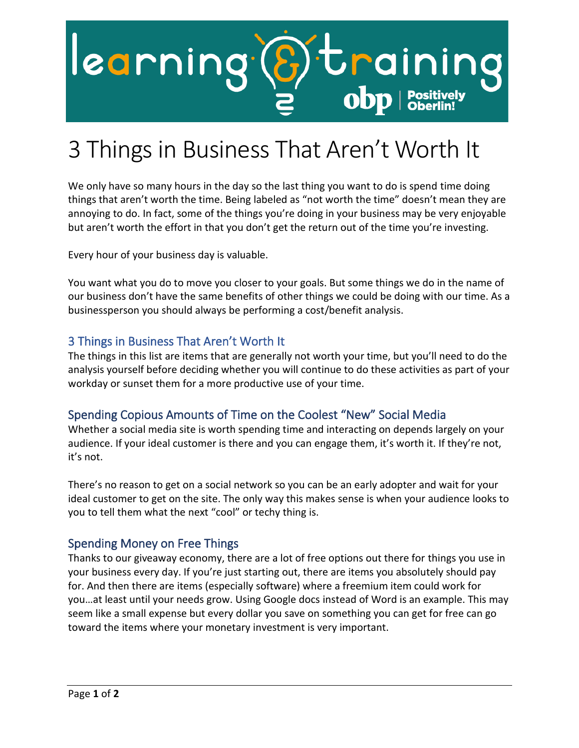# 3 Things in Business That Aren't Worth It

We only have so many hours in the day so the last thing you want to do is spend time doing things that aren't worth the time. Being labeled as "not worth the time" doesn't mean they are annoying to do. In fact, some of the things you're doing in your business may be very enjoyable but aren't worth the effort in that you don't get the return out of the time you're investing.

Every hour of your business day is valuable.

You want what you do to move you closer to your goals. But some things we do in the name of our business don't have the same benefits of other things we could be doing with our time. As a businessperson you should always be performing a cost/benefit analysis.

## 3 Things in Business That Aren't Worth It

The things in this list are items that are generally not worth your time, but you'll need to do the analysis yourself before deciding whether you will continue to do these activities as part of your workday or sunset them for a more productive use of your time.

### Spending Copious Amounts of Time on the Coolest "New" Social Media

Whether a social media site is worth spending time and interacting on depends largely on your audience. If your ideal customer is there and you can engage them, it's worth it. If they're not, it's not.

There's no reason to get on a social network so you can be an early adopter and wait for your ideal customer to get on the site. The only way this makes sense is when your audience looks to you to tell them what the next "cool" or techy thing is.

### Spending Money on Free Things

Thanks to our giveaway economy, there are a lot of free options out there for things you use in your business every day. If you're just starting out, there are items you absolutely should pay for. And then there are items (especially software) where a freemium item could work for you…at least until your needs grow. Using Google docs instead of Word is an example. This may seem like a small expense but every dollar you save on something you can get for free can go toward the items where your monetary investment is very important.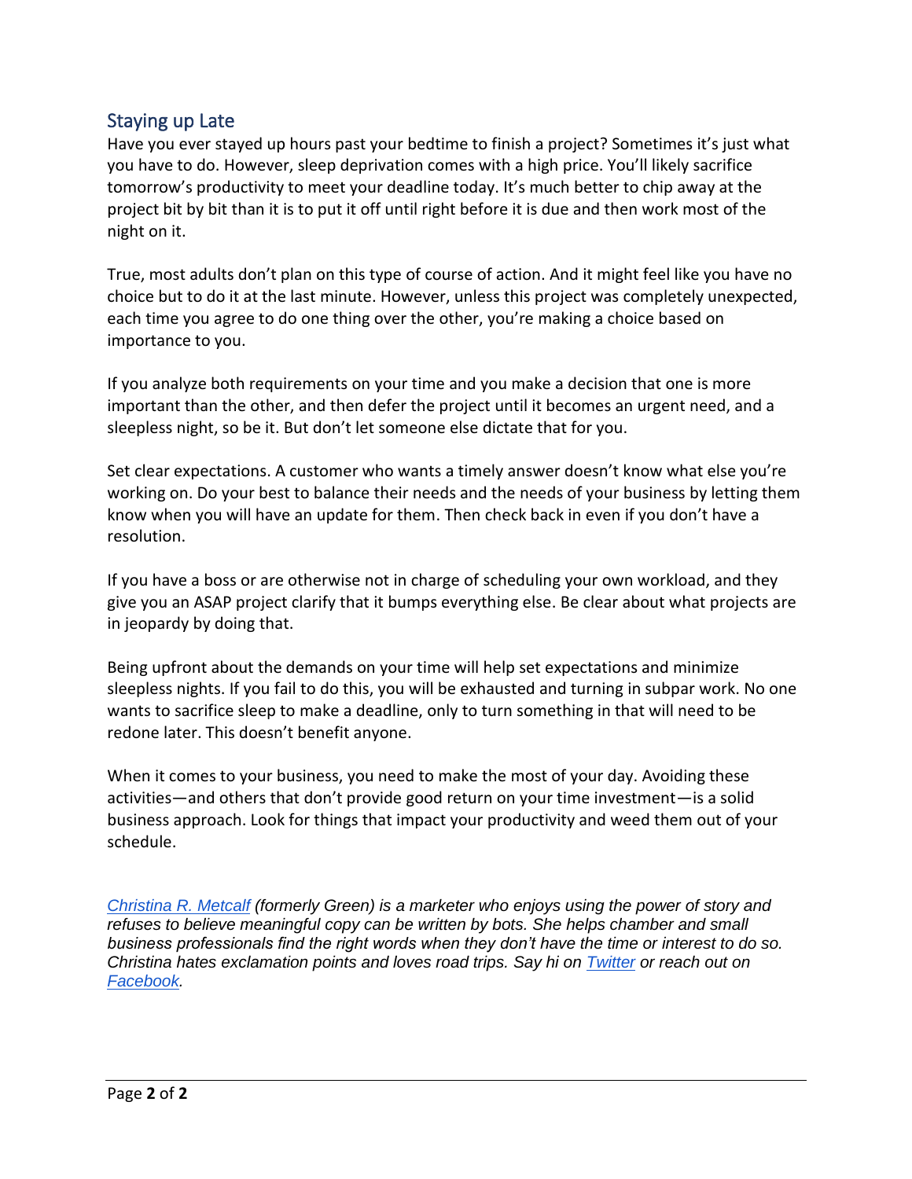## Staying up Late

Have you ever stayed up hours past your bedtime to finish a project? Sometimes it's just what you have to do. However, sleep deprivation comes with a high price. You'll likely sacrifice tomorrow's productivity to meet your deadline today. It's much better to chip away at the project bit by bit than it is to put it off until right before it is due and then work most of the night on it.

True, most adults don't plan on this type of course of action. And it might feel like you have no choice but to do it at the last minute. However, unless this project was completely unexpected, each time you agree to do one thing over the other, you're making a choice based on importance to you.

If you analyze both requirements on your time and you make a decision that one is more important than the other, and then defer the project until it becomes an urgent need, and a sleepless night, so be it. But don't let someone else dictate that for you.

Set clear expectations. A customer who wants a timely answer doesn't know what else you're working on. Do your best to balance their needs and the needs of your business by letting them know when you will have an update for them. Then check back in even if you don't have a resolution.

If you have a boss or are otherwise not in charge of scheduling your own workload, and they give you an ASAP project clarify that it bumps everything else. Be clear about what projects are in jeopardy by doing that.

Being upfront about the demands on your time will help set expectations and minimize sleepless nights. If you fail to do this, you will be exhausted and turning in subpar work. No one wants to sacrifice sleep to make a deadline, only to turn something in that will need to be redone later. This doesn't benefit anyone.

When it comes to your business, you need to make the most of your day. Avoiding these activities—and others that don't provide good return on your time investment—is a solid business approach. Look for things that impact your productivity and weed them out of your schedule.

*Christina R. Metcalf (formerly Green) is a marketer who enjoys using the power of story and refuses to believe meaningful copy can be written by bots. She helps chamber and small business professionals find the right words when they don't have the time or interest to do so. Christina hates exclamation points and loves road trips. Say hi on Twitter or reach out on Facebook.*